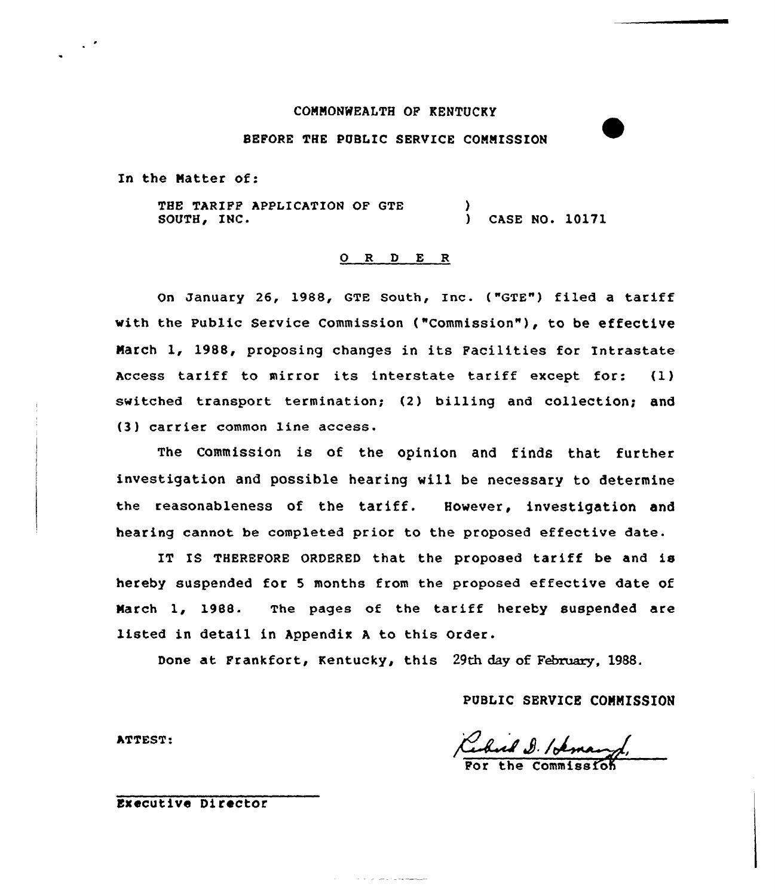COMMONWEALTH OF KENTUCKY

BEFORE THE PUBLIC SERVICE COMMISSION

In the Matter of:

THE TARIFF APPLICATION OF GTE SOUTH, INC. ) CASE NO. 10171

## O R D E R

On January 26, 1988, GTE South, Inc. ("GTE") filed a tariff with the Public Service Commission ("Commission"), to be effective March 1, 1988, proposing changes in its Facilities for Intrastate Access tariff to mirror its interstate tariff except for: (1) switched transport termination; (2) billing and collection; and (3) carrier common line access.

The Commission is of the opinion and finds that further investigation and possible hearing will be necessary to determine the reasonableness of the tariff. However, investigation and hearing cannot be completed prior to the proposed effective date.

IT IS THEREFORE ORDERED that the proposed tariff be and is hereby suspended for 5 months from the proposed effective date of March 1, 1988. The pages of the tariff hereby suspended are listed in detail in Appendix A to this Order.

Done at Frankfort, Kentucky, this 29th day of February, 1988.

PUBLIC SERVICE COMMISSION

For the Commission

ATTEST:

Executive Director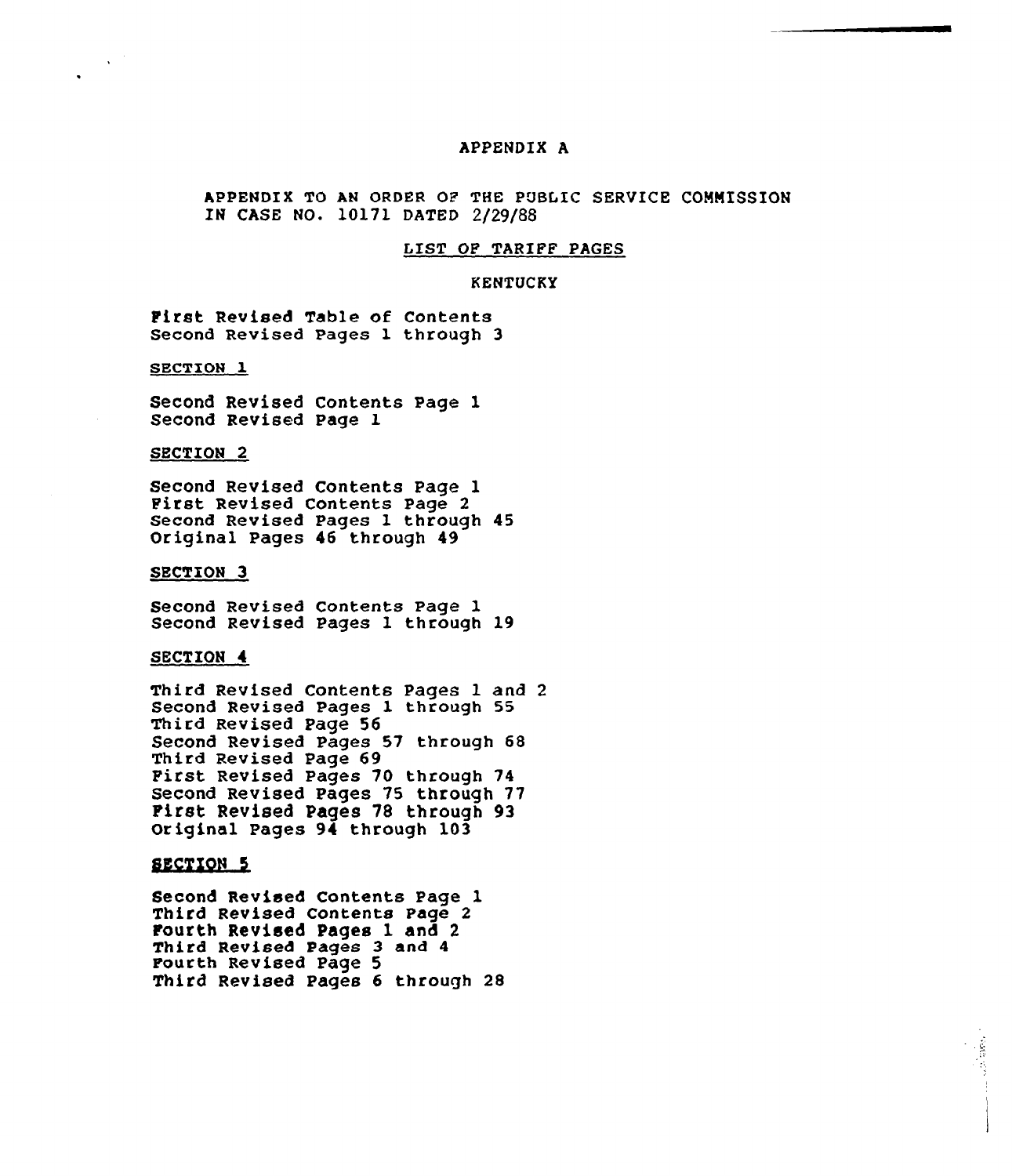# APPENDIX A

APPENDIX TO AN ORDER OF THE PUBLIC SERVICE COMMISSION IN CASE NO. 10171 DATED 2/29/88

## LIST OF TARIFF PAGES

### KENTUCKY

First Revised Table of Contents
Second Revised Pages 1 through 3

#### SECTION 1

Second Revised Contents Page 1
Second Revised Page 1

#### SECTION 2

Second Revised Contents Page 1
First Revised Contents Page 2
Second Revised Pages 1 through 45
Original Pages 46 through 49

#### SECTION 3

Second Revised Contents Page 1
Second Revised Pages 1 through 19

#### SECTION 4

Third Revised Contents Pages 1 and 2
Second Revised Pages 1 through 55
Third Revised Page 56
Second Revised Pages 57 through 68
Third Revised Page 69
First Revised Pages 70 through 74
Second Revised Pages 75 through 77
First Revised Pages 78 through 93
Original Pages 94 through 103

#### SECTION 5

Second Revised Contents Page 1
Third Revised Contents Page 2
Fourth Revised Pages 1 and 2
Third Revised Pages 3 and 4
Fourth Revised Page 5
Third Revised Pages 6 through 28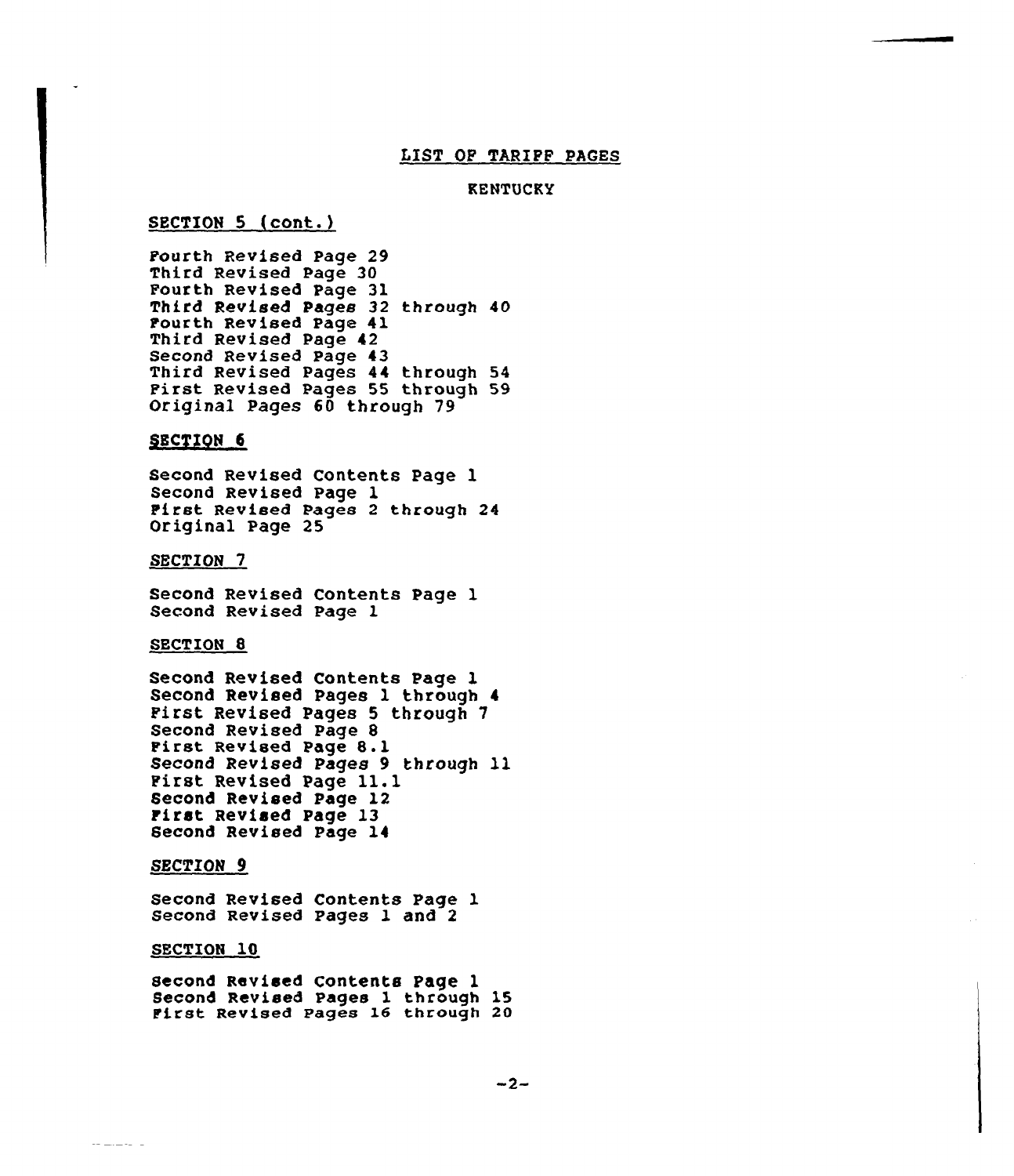## LIST OF TARIFF PAGES

### KENTUCKY

### SECTION 5 (cont.)

Fourth Revised Page 29
Third Revised Page 30
Fourth Revised Page 31
Third Revised Pages 32 through 40
Fourth Revised Page 41
Third Revised Page 42
Second Revised Page 43
Third Revised Pages 44 through 54
First Revised Pages 55 through 59
Original Pages 60 through 79

### SECTION 6

Second Revised Contents Page 1
Second Revised Page 1
First Revised Pages 2 through 24
Original Page 25

### SECTION 7

Second Revised Contents Page 1
Second Revised Page 1

### SECTION 8

Second Revised Contents Page 1
Second Revised Pages 1 through 4
First Revised Pages 5 through 7
Second Revised Page 8
First Revised Page 8.1
Second Revised Pages 9 through 11
First Revised Page 11.1
Second Revised Page 12
First Revised Page 13
Second Revised Page 14

### SECTION 9

Second Revised Contents Page 1
Second Revised Pages 1 and 2

### SECTION 10

Second Revised Contents Page 1
Second Revised Pages 1 through 15
First Revised Pages 16 through 20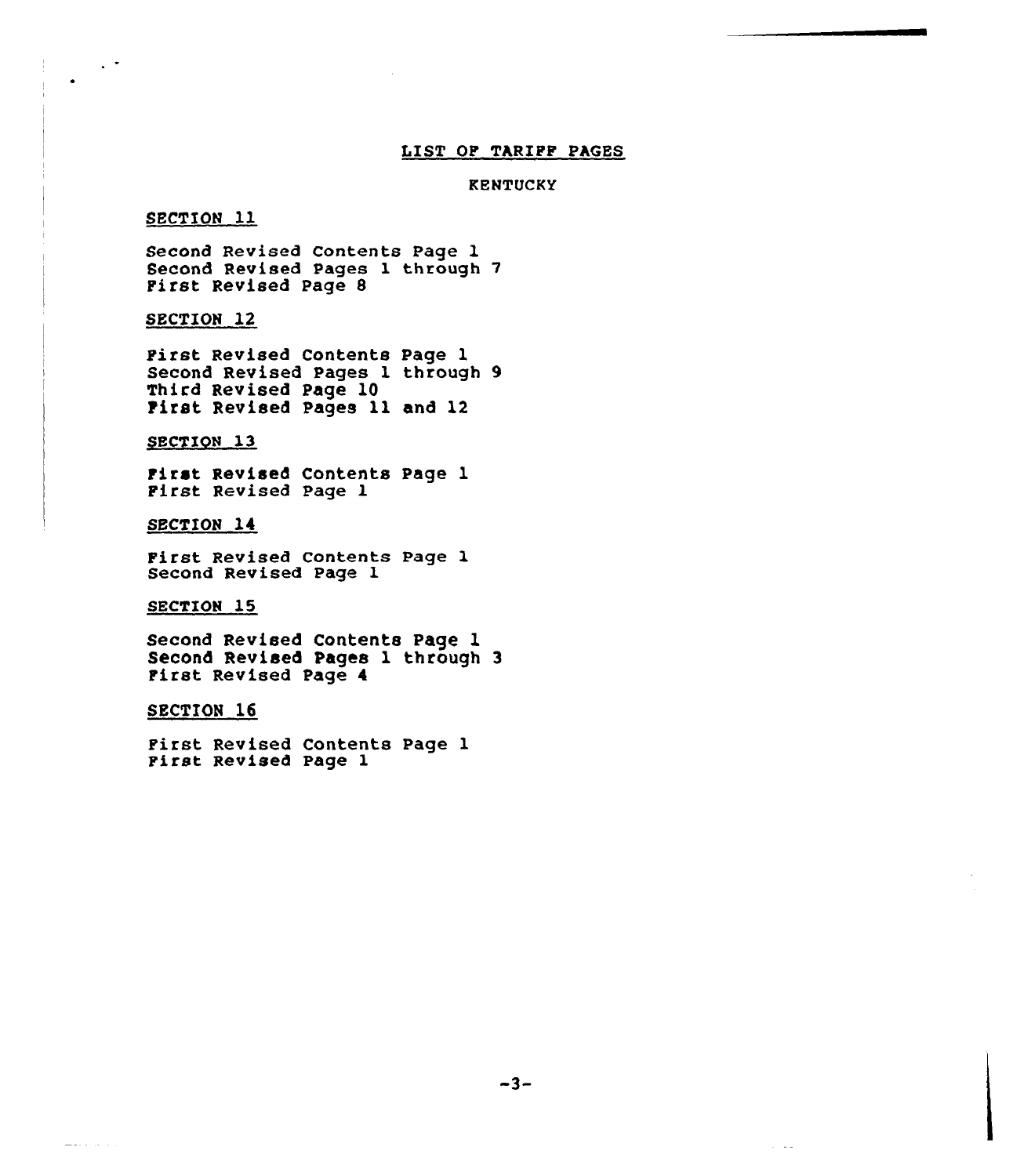# LIST OF TARIFF PAGES

## KENTUCKY

### SECTION 11

Second Revised Contents Page 1
Second Revised Pages 1 through 7
First Revised Page 8

### SECTION 12

First Revised Contents Page 1
Second Revised Pages 1 through 9
Third Revised Page 10
First Revised Pages 11 and 12

### SECTION 13

First Revised Contents Page 1
First Revised Page 1

### SECTION 14

First Revised Contents Page 1
Second Revised Page 1

### SECTION 15

Second Revised Contents Page 1
Second Revised Pages 1 through 3
First Revised Page 4

### SECTION 16

First Revised Contents Page 1
First Revised Page 1